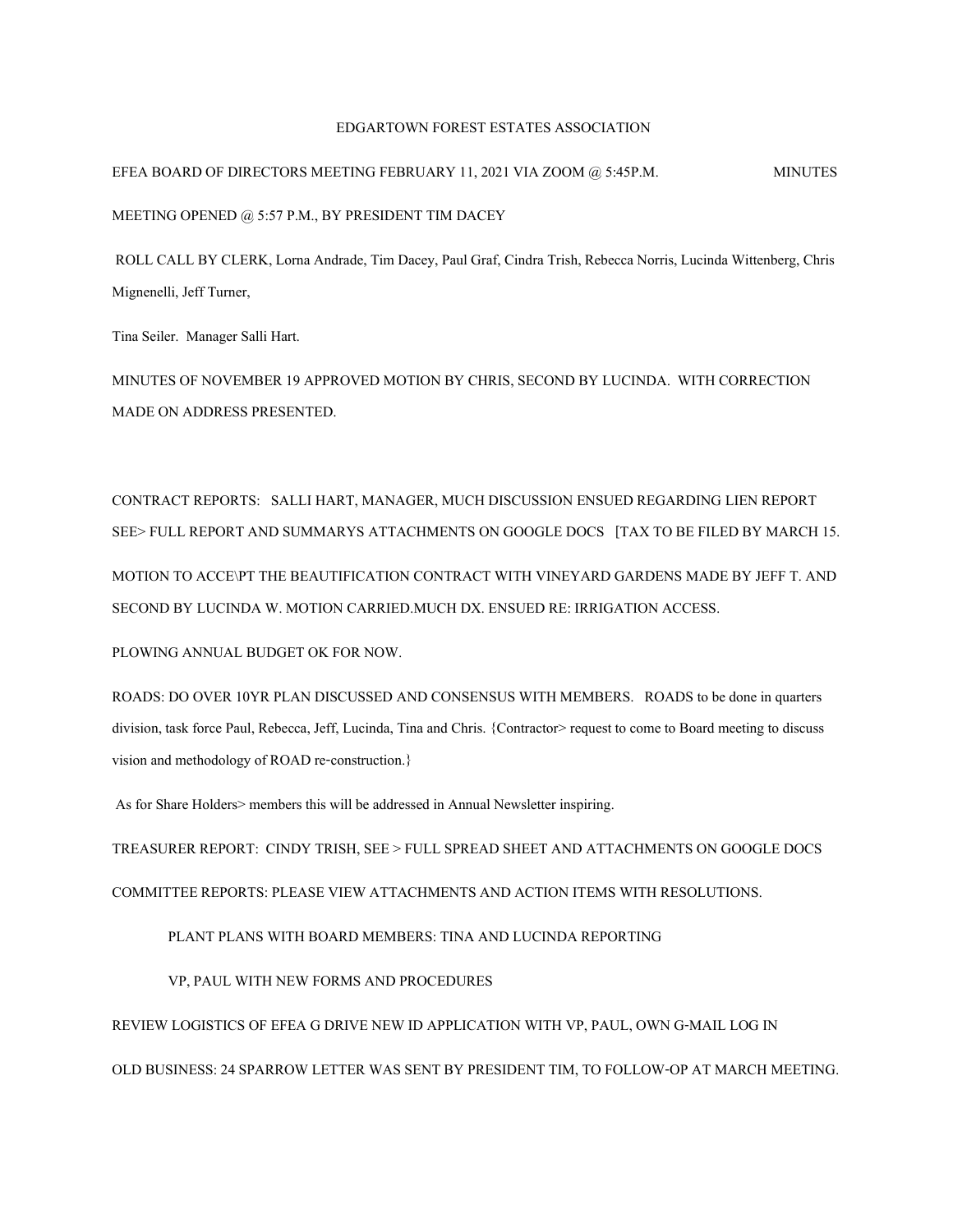EDGARTOWN FOREST ESTATES ASSOCIATION

EFEA BOARD OF DIRECTORS MEETING FEBRUARY 11, 2021 VIA ZOOM @ 5:45P.M. MINUTES

MEETING OPENED @ 5:57 P.M., BY PRESIDENT TIM DACEY

ROLL CALL BY CLERK, Lorna Andrade, Tim Dacey, Paul Graf, Cindra Trish, Rebecca Norris, Lucinda Wittenberg, Chris Mignenelli, Jeff Turner,

Tina Seiler. Manager Salli Hart.

MINUTES OF NOVEMBER 19 APPROVED MOTION BY CHRIS, SECOND BY LUCINDA. WITH CORRECTION MADE ON ADDRESS PRESENTED.

CONTRACT REPORTS: SALLI HART, MANAGER, MUCH DISCUSSION ENSUED REGARDING LIEN REPORT SEE> FULL REPORT AND SUMMARYS ATTACHMENTS ON GOOGLE DOCS [TAX TO BE FILED BY MARCH 15.

MOTION TO ACCE\PT THE BEAUTIFICATION CONTRACT WITH VINEYARD GARDENS MADE BY JEFF T. AND SECOND BY LUCINDA W. MOTION CARRIED.MUCH DX. ENSUED RE: IRRIGATION ACCESS.

PLOWING ANNUAL BUDGET OK FOR NOW.

ROADS: DO OVER 10YR PLAN DISCUSSED AND CONSENSUS WITH MEMBERS. ROADS to be done in quarters division, task force Paul, Rebecca, Jeff, Lucinda, Tina and Chris. {Contractor> request to come to Board meeting to discuss vision and methodology of ROAD re-construction.}

As for Share Holders> members this will be addressed in Annual Newsletter inspiring.

TREASURER REPORT: CINDY TRISH, SEE > FULL SPREAD SHEET AND ATTACHMENTS ON GOOGLE DOCS

COMMITTEE REPORTS: PLEASE VIEW ATTACHMENTS AND ACTION ITEMS WITH RESOLUTIONS.

PLANT PLANS WITH BOARD MEMBERS: TINA AND LUCINDA REPORTING

VP, PAUL WITH NEW FORMS AND PROCEDURES

REVIEW LOGISTICS OF EFEA G DRIVE NEW ID APPLICATION WITH VP, PAUL, OWN G-MAIL LOG IN

OLD BUSINESS: 24 SPARROW LETTER WAS SENT BY PRESIDENT TIM, TO FOLLOW-OP AT MARCH MEETING.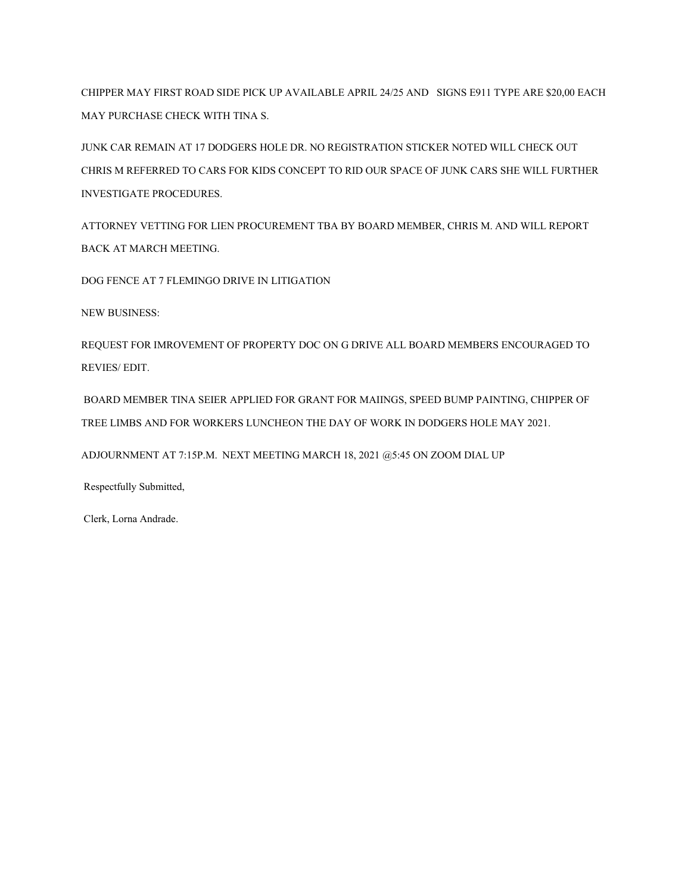CHIPPER MAY FIRST ROAD SIDE PICK UP AVAILABLE APRIL 24/25 AND SIGNS E911 TYPE ARE $20,00 EACH MAY PURCHASE CHECK WITH TINA S.

JUNK CAR REMAIN AT 17 DODGERS HOLE DR. NO REGISTRATION STICKER NOTED WILL CHECK OUT CHRIS M REFERRED TO CARS FOR KIDS CONCEPT TO RID OUR SPACE OF JUNK CARS SHE WILL FURTHER INVESTIGATE PROCEDURES.

ATTORNEY VETTING FOR LIEN PROCUREMENT TBA BY BOARD MEMBER, CHRIS M. AND WILL REPORT BACK AT MARCH MEETING.

DOG FENCE AT 7 FLEMINGO DRIVE IN LITIGATION

NEW BUSINESS:

REQUEST FOR IMROVEMENT OF PROPERTY DOC ON G DRIVE ALL BOARD MEMBERS ENCOURAGED TO REVIES/ EDIT.

BOARD MEMBER TINA SEIER APPLIED FOR GRANT FOR MAIINGS, SPEED BUMP PAINTING, CHIPPER OF TREE LIMBS AND FOR WORKERS LUNCHEON THE DAY OF WORK IN DODGERS HOLE MAY 2021.

ADJOURNMENT AT 7:15P.M. NEXT MEETING MARCH 18, 2021 @5:45 ON ZOOM DIAL UP

Respectfully Submitted,

Clerk, Lorna Andrade.